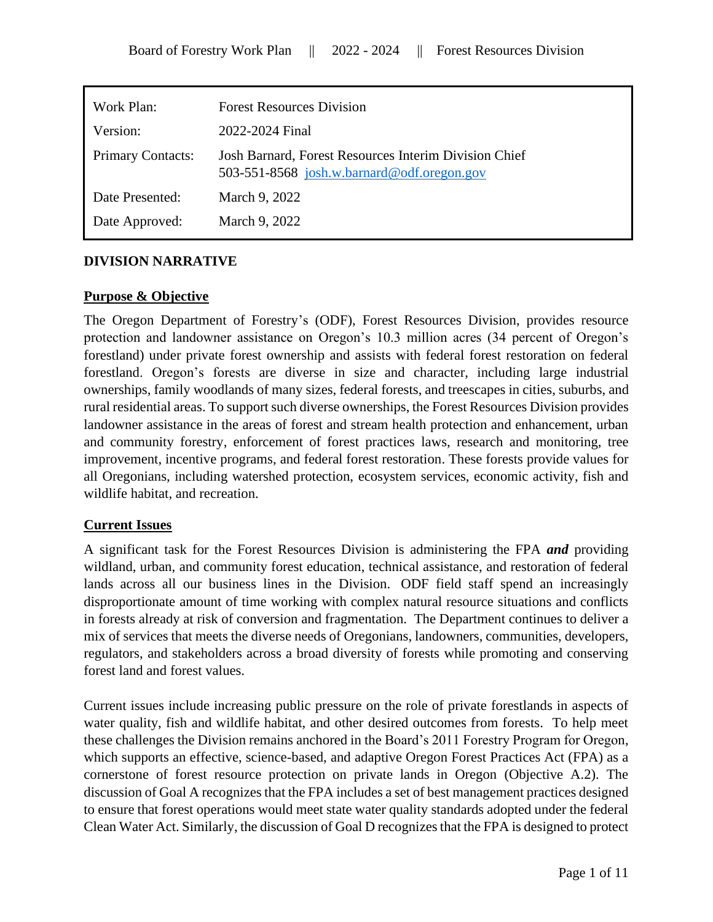| | |
|---|---|
| Work Plan: | Forest Resources Division |
| Version: | 2022-2024 Final |
| Primary Contacts: | Josh Barnard, Forest Resources Interim Division Chief 503-551-8568 josh.w.barnard@odf.oregon.gov |
| Date Presented: | March 9, 2022 |
| Date Approved: | March 9, 2022 |

## DIVISION NARRATIVE

### Purpose & Objective

The Oregon Department of Forestry's (ODF), Forest Resources Division, provides resource protection and landowner assistance on Oregon's 10.3 million acres (34 percent of Oregon's forestland) under private forest ownership and assists with federal forest restoration on federal forestland. Oregon's forests are diverse in size and character, including large industrial ownerships, family woodlands of many sizes, federal forests, and treescapes in cities, suburbs, and rural residential areas. To support such diverse ownerships, the Forest Resources Division provides landowner assistance in the areas of forest and stream health protection and enhancement, urban and community forestry, enforcement of forest practices laws, research and monitoring, tree improvement, incentive programs, and federal forest restoration. These forests provide values for all Oregonians, including watershed protection, ecosystem services, economic activity, fish and wildlife habitat, and recreation.

### Current Issues

A significant task for the Forest Resources Division is administering the FPA ***and*** providing wildland, urban, and community forest education, technical assistance, and restoration of federal lands across all our business lines in the Division. ODF field staff spend an increasingly disproportionate amount of time working with complex natural resource situations and conflicts in forests already at risk of conversion and fragmentation. The Department continues to deliver a mix of services that meets the diverse needs of Oregonians, landowners, communities, developers, regulators, and stakeholders across a broad diversity of forests while promoting and conserving forest land and forest values.

Current issues include increasing public pressure on the role of private forestlands in aspects of water quality, fish and wildlife habitat, and other desired outcomes from forests. To help meet these challenges the Division remains anchored in the Board's 2011 Forestry Program for Oregon, which supports an effective, science-based, and adaptive Oregon Forest Practices Act (FPA) as a cornerstone of forest resource protection on private lands in Oregon (Objective A.2). The discussion of Goal A recognizes that the FPA includes a set of best management practices designed to ensure that forest operations would meet state water quality standards adopted under the federal Clean Water Act. Similarly, the discussion of Goal D recognizes that the FPA is designed to protect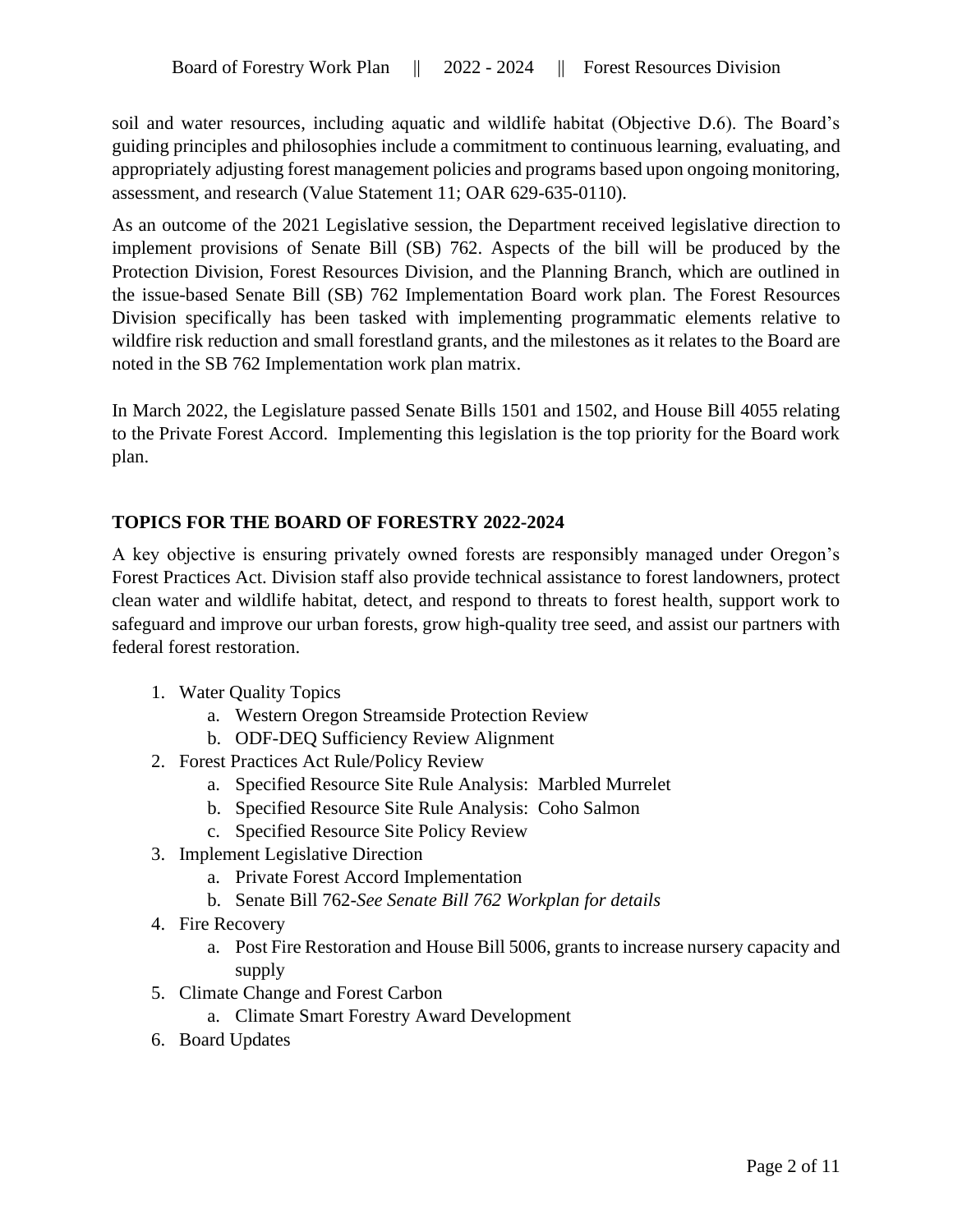soil and water resources, including aquatic and wildlife habitat (Objective D.6). The Board's guiding principles and philosophies include a commitment to continuous learning, evaluating, and appropriately adjusting forest management policies and programs based upon ongoing monitoring, assessment, and research (Value Statement 11; OAR 629-635-0110).

As an outcome of the 2021 Legislative session, the Department received legislative direction to implement provisions of Senate Bill (SB) 762. Aspects of the bill will be produced by the Protection Division, Forest Resources Division, and the Planning Branch, which are outlined in the issue-based Senate Bill (SB) 762 Implementation Board work plan. The Forest Resources Division specifically has been tasked with implementing programmatic elements relative to wildfire risk reduction and small forestland grants, and the milestones as it relates to the Board are noted in the SB 762 Implementation work plan matrix.

In March 2022, the Legislature passed Senate Bills 1501 and 1502, and House Bill 4055 relating to the Private Forest Accord. Implementing this legislation is the top priority for the Board work plan.

## TOPICS FOR THE BOARD OF FORESTRY 2022-2024

A key objective is ensuring privately owned forests are responsibly managed under Oregon's Forest Practices Act. Division staff also provide technical assistance to forest landowners, protect clean water and wildlife habitat, detect, and respond to threats to forest health, support work to safeguard and improve our urban forests, grow high-quality tree seed, and assist our partners with federal forest restoration.

1. Water Quality Topics
    a. Western Oregon Streamside Protection Review
    b. ODF-DEQ Sufficiency Review Alignment
2. Forest Practices Act Rule/Policy Review
    a. Specified Resource Site Rule Analysis: Marbled Murrelet
    b. Specified Resource Site Rule Analysis: Coho Salmon
    c. Specified Resource Site Policy Review
3. Implement Legislative Direction
    a. Private Forest Accord Implementation
    b. Senate Bill 762-*See Senate Bill 762 Workplan for details*
4. Fire Recovery
    a. Post Fire Restoration and House Bill 5006, grants to increase nursery capacity and supply
5. Climate Change and Forest Carbon
    a. Climate Smart Forestry Award Development
6. Board Updates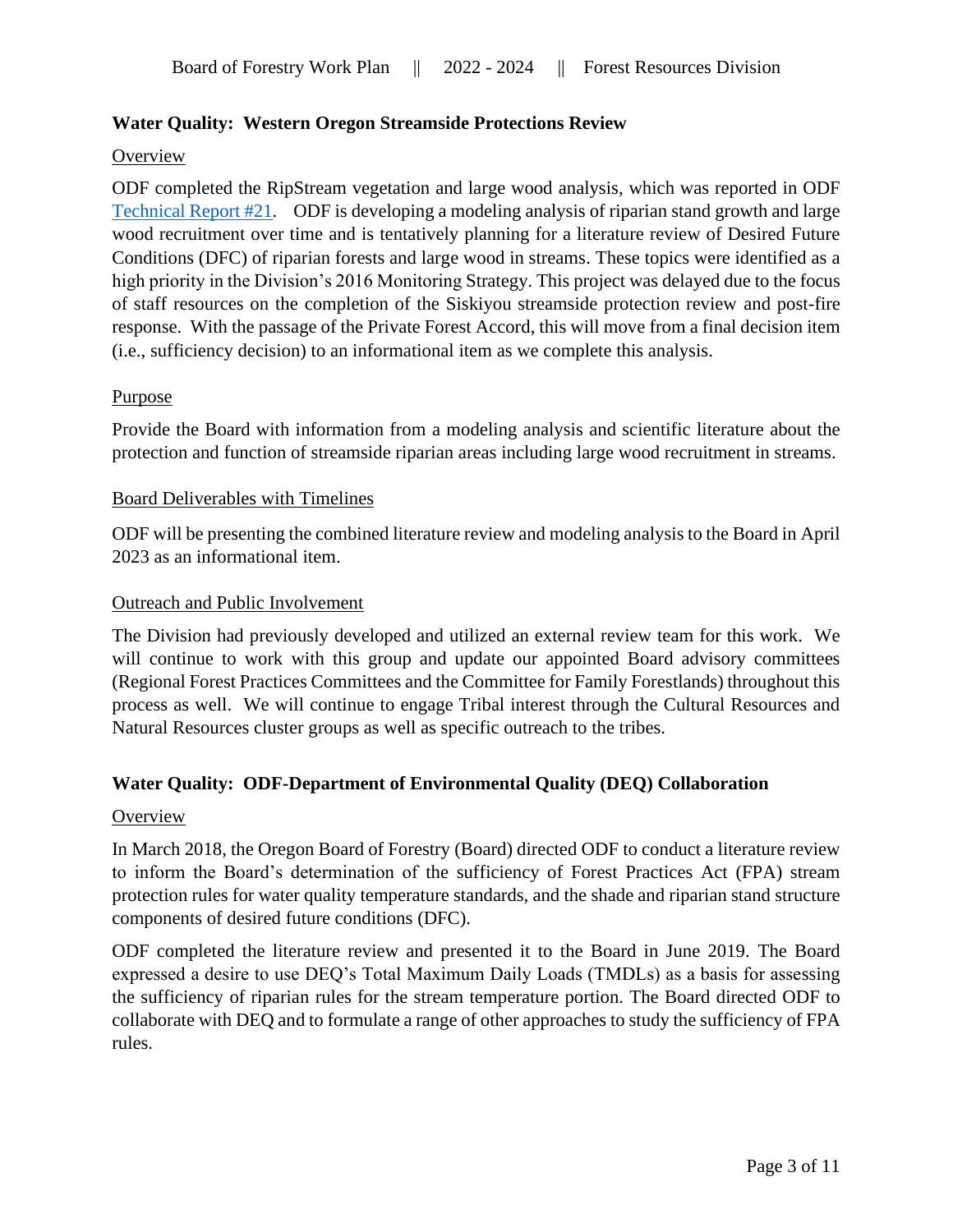### Water Quality: Western Oregon Streamside Protections Review

Overview

ODF completed the RipStream vegetation and large wood analysis, which was reported in ODF Technical Report #21. ODF is developing a modeling analysis of riparian stand growth and large wood recruitment over time and is tentatively planning for a literature review of Desired Future Conditions (DFC) of riparian forests and large wood in streams. These topics were identified as a high priority in the Division's 2016 Monitoring Strategy. This project was delayed due to the focus of staff resources on the completion of the Siskiyou streamside protection review and post-fire response. With the passage of the Private Forest Accord, this will move from a final decision item (i.e., sufficiency decision) to an informational item as we complete this analysis.

Purpose

Provide the Board with information from a modeling analysis and scientific literature about the protection and function of streamside riparian areas including large wood recruitment in streams.

Board Deliverables with Timelines

ODF will be presenting the combined literature review and modeling analysis to the Board in April 2023 as an informational item.

Outreach and Public Involvement

The Division had previously developed and utilized an external review team for this work. We will continue to work with this group and update our appointed Board advisory committees (Regional Forest Practices Committees and the Committee for Family Forestlands) throughout this process as well. We will continue to engage Tribal interest through the Cultural Resources and Natural Resources cluster groups as well as specific outreach to the tribes.

### Water Quality: ODF-Department of Environmental Quality (DEQ) Collaboration

Overview

In March 2018, the Oregon Board of Forestry (Board) directed ODF to conduct a literature review to inform the Board's determination of the sufficiency of Forest Practices Act (FPA) stream protection rules for water quality temperature standards, and the shade and riparian stand structure components of desired future conditions (DFC).

ODF completed the literature review and presented it to the Board in June 2019. The Board expressed a desire to use DEQ's Total Maximum Daily Loads (TMDLs) as a basis for assessing the sufficiency of riparian rules for the stream temperature portion. The Board directed ODF to collaborate with DEQ and to formulate a range of other approaches to study the sufficiency of FPA rules.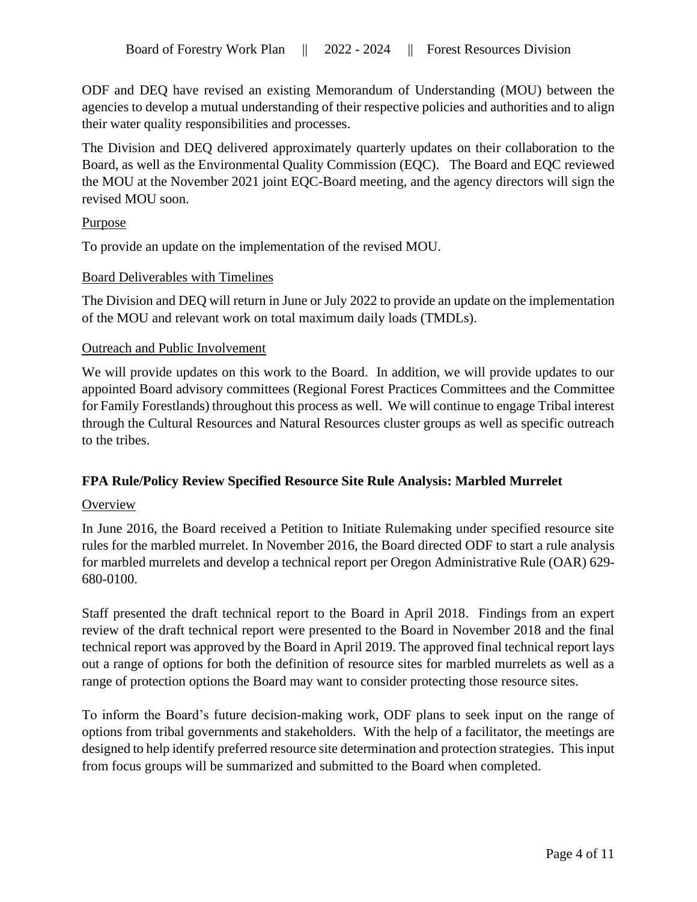ODF and DEQ have revised an existing Memorandum of Understanding (MOU) between the agencies to develop a mutual understanding of their respective policies and authorities and to align their water quality responsibilities and processes.

The Division and DEQ delivered approximately quarterly updates on their collaboration to the Board, as well as the Environmental Quality Commission (EQC). The Board and EQC reviewed the MOU at the November 2021 joint EQC-Board meeting, and the agency directors will sign the revised MOU soon.

<u>Purpose</u>

To provide an update on the implementation of the revised MOU.

<u>Board Deliverables with Timelines</u>

The Division and DEQ will return in June or July 2022 to provide an update on the implementation of the MOU and relevant work on total maximum daily loads (TMDLs).

<u>Outreach and Public Involvement</u>

We will provide updates on this work to the Board. In addition, we will provide updates to our appointed Board advisory committees (Regional Forest Practices Committees and the Committee for Family Forestlands) throughout this process as well. We will continue to engage Tribal interest through the Cultural Resources and Natural Resources cluster groups as well as specific outreach to the tribes.

**FPA Rule/Policy Review Specified Resource Site Rule Analysis: Marbled Murrelet**

<u>Overview</u>

In June 2016, the Board received a Petition to Initiate Rulemaking under specified resource site rules for the marbled murrelet. In November 2016, the Board directed ODF to start a rule analysis for marbled murrelets and develop a technical report per Oregon Administrative Rule (OAR) 629-680-0100.

Staff presented the draft technical report to the Board in April 2018. Findings from an expert review of the draft technical report were presented to the Board in November 2018 and the final technical report was approved by the Board in April 2019. The approved final technical report lays out a range of options for both the definition of resource sites for marbled murrelets as well as a range of protection options the Board may want to consider protecting those resource sites.

To inform the Board's future decision-making work, ODF plans to seek input on the range of options from tribal governments and stakeholders. With the help of a facilitator, the meetings are designed to help identify preferred resource site determination and protection strategies. This input from focus groups will be summarized and submitted to the Board when completed.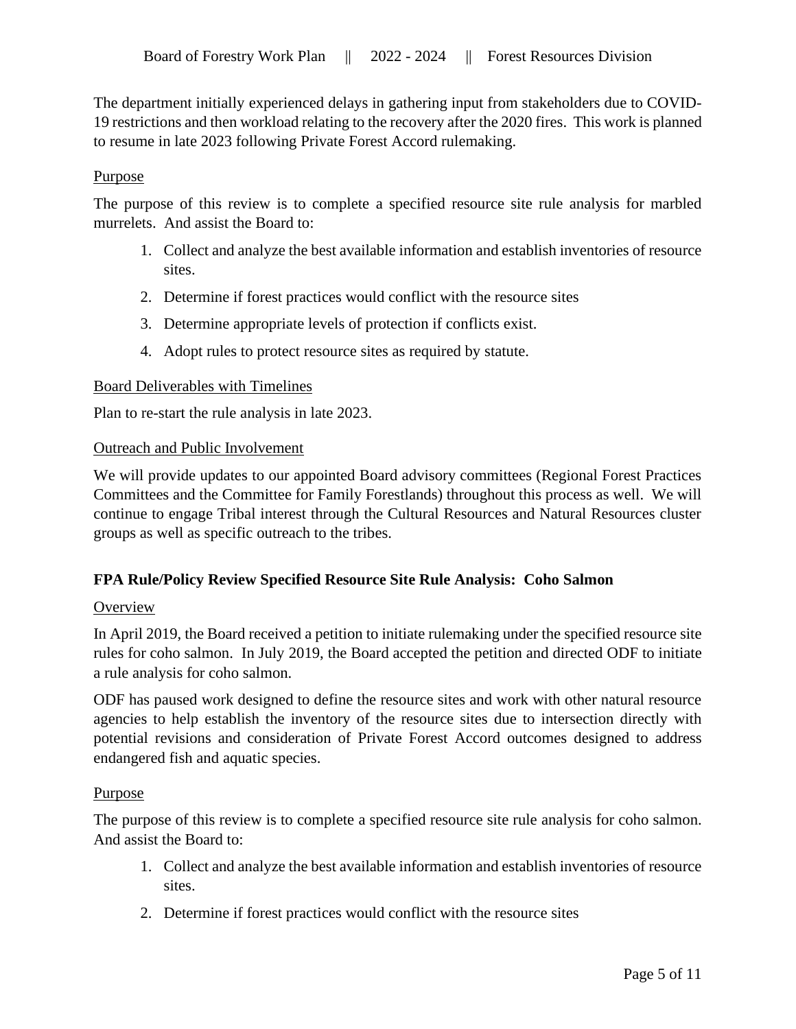The department initially experienced delays in gathering input from stakeholders due to COVID-19 restrictions and then workload relating to the recovery after the 2020 fires. This work is planned to resume in late 2023 following Private Forest Accord rulemaking.

Purpose

The purpose of this review is to complete a specified resource site rule analysis for marbled murrelets. And assist the Board to:

1. Collect and analyze the best available information and establish inventories of resource sites.
2. Determine if forest practices would conflict with the resource sites
3. Determine appropriate levels of protection if conflicts exist.
4. Adopt rules to protect resource sites as required by statute.

Board Deliverables with Timelines

Plan to re-start the rule analysis in late 2023.

Outreach and Public Involvement

We will provide updates to our appointed Board advisory committees (Regional Forest Practices Committees and the Committee for Family Forestlands) throughout this process as well. We will continue to engage Tribal interest through the Cultural Resources and Natural Resources cluster groups as well as specific outreach to the tribes.

**FPA Rule/Policy Review Specified Resource Site Rule Analysis: Coho Salmon**

Overview

In April 2019, the Board received a petition to initiate rulemaking under the specified resource site rules for coho salmon. In July 2019, the Board accepted the petition and directed ODF to initiate a rule analysis for coho salmon.

ODF has paused work designed to define the resource sites and work with other natural resource agencies to help establish the inventory of the resource sites due to intersection directly with potential revisions and consideration of Private Forest Accord outcomes designed to address endangered fish and aquatic species.

Purpose

The purpose of this review is to complete a specified resource site rule analysis for coho salmon. And assist the Board to:

1. Collect and analyze the best available information and establish inventories of resource sites.
2. Determine if forest practices would conflict with the resource sites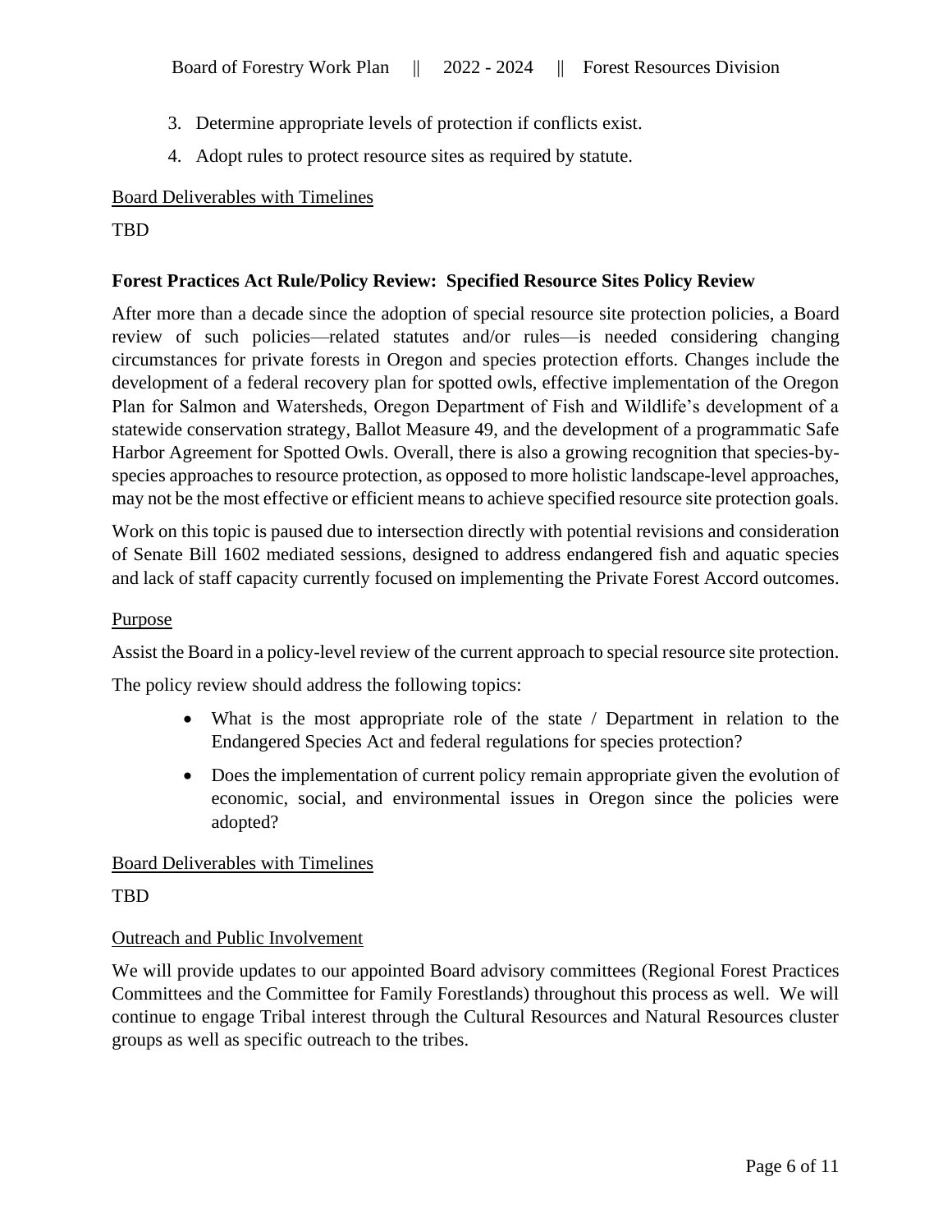3. Determine appropriate levels of protection if conflicts exist.
4. Adopt rules to protect resource sites as required by statute.

Board Deliverables with Timelines

TBD

**Forest Practices Act Rule/Policy Review: Specified Resource Sites Policy Review**

After more than a decade since the adoption of special resource site protection policies, a Board review of such policies—related statutes and/or rules—is needed considering changing circumstances for private forests in Oregon and species protection efforts. Changes include the development of a federal recovery plan for spotted owls, effective implementation of the Oregon Plan for Salmon and Watersheds, Oregon Department of Fish and Wildlife's development of a statewide conservation strategy, Ballot Measure 49, and the development of a programmatic Safe Harbor Agreement for Spotted Owls. Overall, there is also a growing recognition that species-by-species approaches to resource protection, as opposed to more holistic landscape-level approaches, may not be the most effective or efficient means to achieve specified resource site protection goals.

Work on this topic is paused due to intersection directly with potential revisions and consideration of Senate Bill 1602 mediated sessions, designed to address endangered fish and aquatic species and lack of staff capacity currently focused on implementing the Private Forest Accord outcomes.

Purpose

Assist the Board in a policy-level review of the current approach to special resource site protection.

The policy review should address the following topics:

- What is the most appropriate role of the state / Department in relation to the Endangered Species Act and federal regulations for species protection?
- Does the implementation of current policy remain appropriate given the evolution of economic, social, and environmental issues in Oregon since the policies were adopted?

Board Deliverables with Timelines

TBD

Outreach and Public Involvement

We will provide updates to our appointed Board advisory committees (Regional Forest Practices Committees and the Committee for Family Forestlands) throughout this process as well. We will continue to engage Tribal interest through the Cultural Resources and Natural Resources cluster groups as well as specific outreach to the tribes.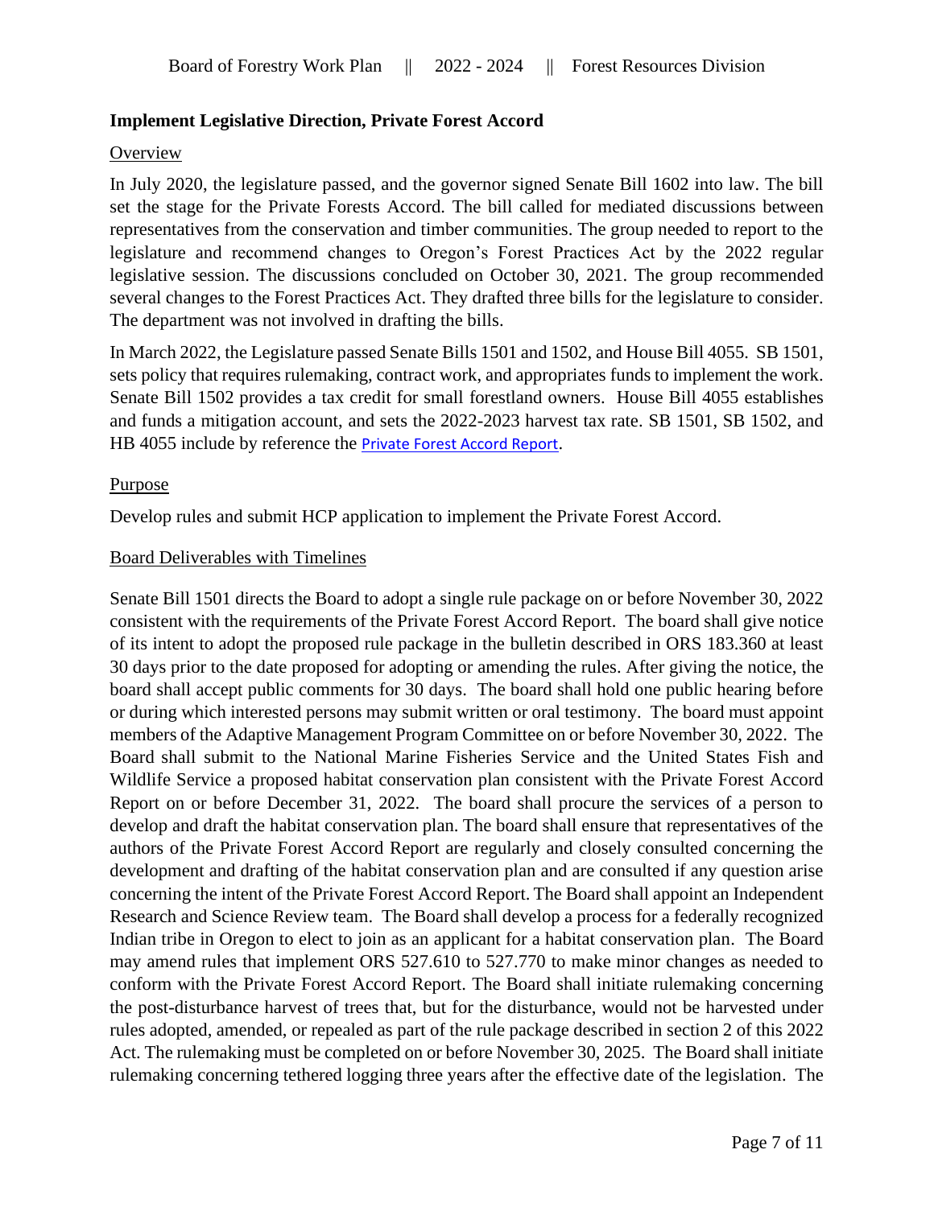## Implement Legislative Direction, Private Forest Accord

Overview

In July 2020, the legislature passed, and the governor signed Senate Bill 1602 into law. The bill set the stage for the Private Forests Accord. The bill called for mediated discussions between representatives from the conservation and timber communities. The group needed to report to the legislature and recommend changes to Oregon's Forest Practices Act by the 2022 regular legislative session. The discussions concluded on October 30, 2021. The group recommended several changes to the Forest Practices Act. They drafted three bills for the legislature to consider. The department was not involved in drafting the bills.

In March 2022, the Legislature passed Senate Bills 1501 and 1502, and House Bill 4055. SB 1501, sets policy that requires rulemaking, contract work, and appropriates funds to implement the work. Senate Bill 1502 provides a tax credit for small forestland owners. House Bill 4055 establishes and funds a mitigation account, and sets the 2022-2023 harvest tax rate. SB 1501, SB 1502, and HB 4055 include by reference the Private Forest Accord Report.

Purpose

Develop rules and submit HCP application to implement the Private Forest Accord.

Board Deliverables with Timelines

Senate Bill 1501 directs the Board to adopt a single rule package on or before November 30, 2022 consistent with the requirements of the Private Forest Accord Report. The board shall give notice of its intent to adopt the proposed rule package in the bulletin described in ORS 183.360 at least 30 days prior to the date proposed for adopting or amending the rules. After giving the notice, the board shall accept public comments for 30 days. The board shall hold one public hearing before or during which interested persons may submit written or oral testimony. The board must appoint members of the Adaptive Management Program Committee on or before November 30, 2022. The Board shall submit to the National Marine Fisheries Service and the United States Fish and Wildlife Service a proposed habitat conservation plan consistent with the Private Forest Accord Report on or before December 31, 2022. The board shall procure the services of a person to develop and draft the habitat conservation plan. The board shall ensure that representatives of the authors of the Private Forest Accord Report are regularly and closely consulted concerning the development and drafting of the habitat conservation plan and are consulted if any question arise concerning the intent of the Private Forest Accord Report. The Board shall appoint an Independent Research and Science Review team. The Board shall develop a process for a federally recognized Indian tribe in Oregon to elect to join as an applicant for a habitat conservation plan. The Board may amend rules that implement ORS 527.610 to 527.770 to make minor changes as needed to conform with the Private Forest Accord Report. The Board shall initiate rulemaking concerning the post-disturbance harvest of trees that, but for the disturbance, would not be harvested under rules adopted, amended, or repealed as part of the rule package described in section 2 of this 2022 Act. The rulemaking must be completed on or before November 30, 2025. The Board shall initiate rulemaking concerning tethered logging three years after the effective date of the legislation. The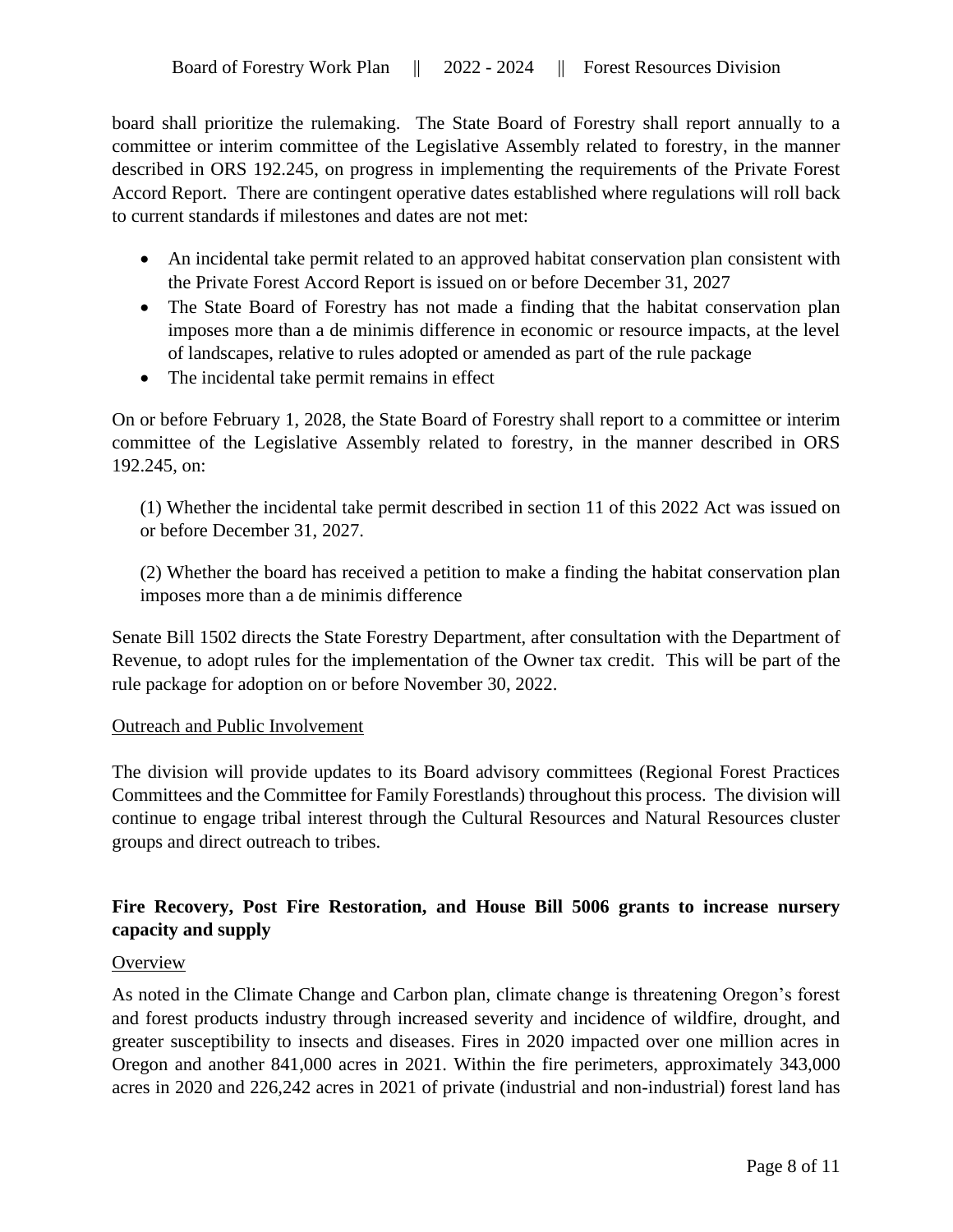board shall prioritize the rulemaking. The State Board of Forestry shall report annually to a committee or interim committee of the Legislative Assembly related to forestry, in the manner described in ORS 192.245, on progress in implementing the requirements of the Private Forest Accord Report. There are contingent operative dates established where regulations will roll back to current standards if milestones and dates are not met:

- An incidental take permit related to an approved habitat conservation plan consistent with the Private Forest Accord Report is issued on or before December 31, 2027
- The State Board of Forestry has not made a finding that the habitat conservation plan imposes more than a de minimis difference in economic or resource impacts, at the level of landscapes, relative to rules adopted or amended as part of the rule package
- The incidental take permit remains in effect

On or before February 1, 2028, the State Board of Forestry shall report to a committee or interim committee of the Legislative Assembly related to forestry, in the manner described in ORS 192.245, on:

(1) Whether the incidental take permit described in section 11 of this 2022 Act was issued on or before December 31, 2027.

(2) Whether the board has received a petition to make a finding the habitat conservation plan imposes more than a de minimis difference

Senate Bill 1502 directs the State Forestry Department, after consultation with the Department of Revenue, to adopt rules for the implementation of the Owner tax credit. This will be part of the rule package for adoption on or before November 30, 2022.

Outreach and Public Involvement

The division will provide updates to its Board advisory committees (Regional Forest Practices Committees and the Committee for Family Forestlands) throughout this process. The division will continue to engage tribal interest through the Cultural Resources and Natural Resources cluster groups and direct outreach to tribes.

**Fire Recovery, Post Fire Restoration, and House Bill 5006 grants to increase nursery capacity and supply**

Overview

As noted in the Climate Change and Carbon plan, climate change is threatening Oregon's forest and forest products industry through increased severity and incidence of wildfire, drought, and greater susceptibility to insects and diseases. Fires in 2020 impacted over one million acres in Oregon and another 841,000 acres in 2021. Within the fire perimeters, approximately 343,000 acres in 2020 and 226,242 acres in 2021 of private (industrial and non-industrial) forest land has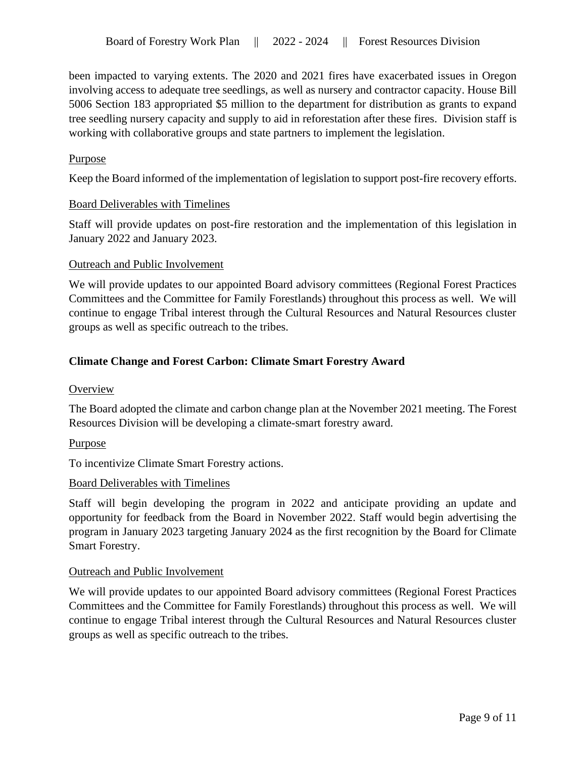been impacted to varying extents. The 2020 and 2021 fires have exacerbated issues in Oregon involving access to adequate tree seedlings, as well as nursery and contractor capacity. House Bill 5006 Section 183 appropriated $5 million to the department for distribution as grants to expand tree seedling nursery capacity and supply to aid in reforestation after these fires. Division staff is working with collaborative groups and state partners to implement the legislation.

<u>Purpose</u>

Keep the Board informed of the implementation of legislation to support post-fire recovery efforts.

<u>Board Deliverables with Timelines</u>

Staff will provide updates on post-fire restoration and the implementation of this legislation in January 2022 and January 2023.

<u>Outreach and Public Involvement</u>

We will provide updates to our appointed Board advisory committees (Regional Forest Practices Committees and the Committee for Family Forestlands) throughout this process as well. We will continue to engage Tribal interest through the Cultural Resources and Natural Resources cluster groups as well as specific outreach to the tribes.

### Climate Change and Forest Carbon: Climate Smart Forestry Award

<u>Overview</u>

The Board adopted the climate and carbon change plan at the November 2021 meeting. The Forest Resources Division will be developing a climate-smart forestry award.

<u>Purpose</u>

To incentivize Climate Smart Forestry actions.

<u>Board Deliverables with Timelines</u>

Staff will begin developing the program in 2022 and anticipate providing an update and opportunity for feedback from the Board in November 2022. Staff would begin advertising the program in January 2023 targeting January 2024 as the first recognition by the Board for Climate Smart Forestry.

<u>Outreach and Public Involvement</u>

We will provide updates to our appointed Board advisory committees (Regional Forest Practices Committees and the Committee for Family Forestlands) throughout this process as well. We will continue to engage Tribal interest through the Cultural Resources and Natural Resources cluster groups as well as specific outreach to the tribes.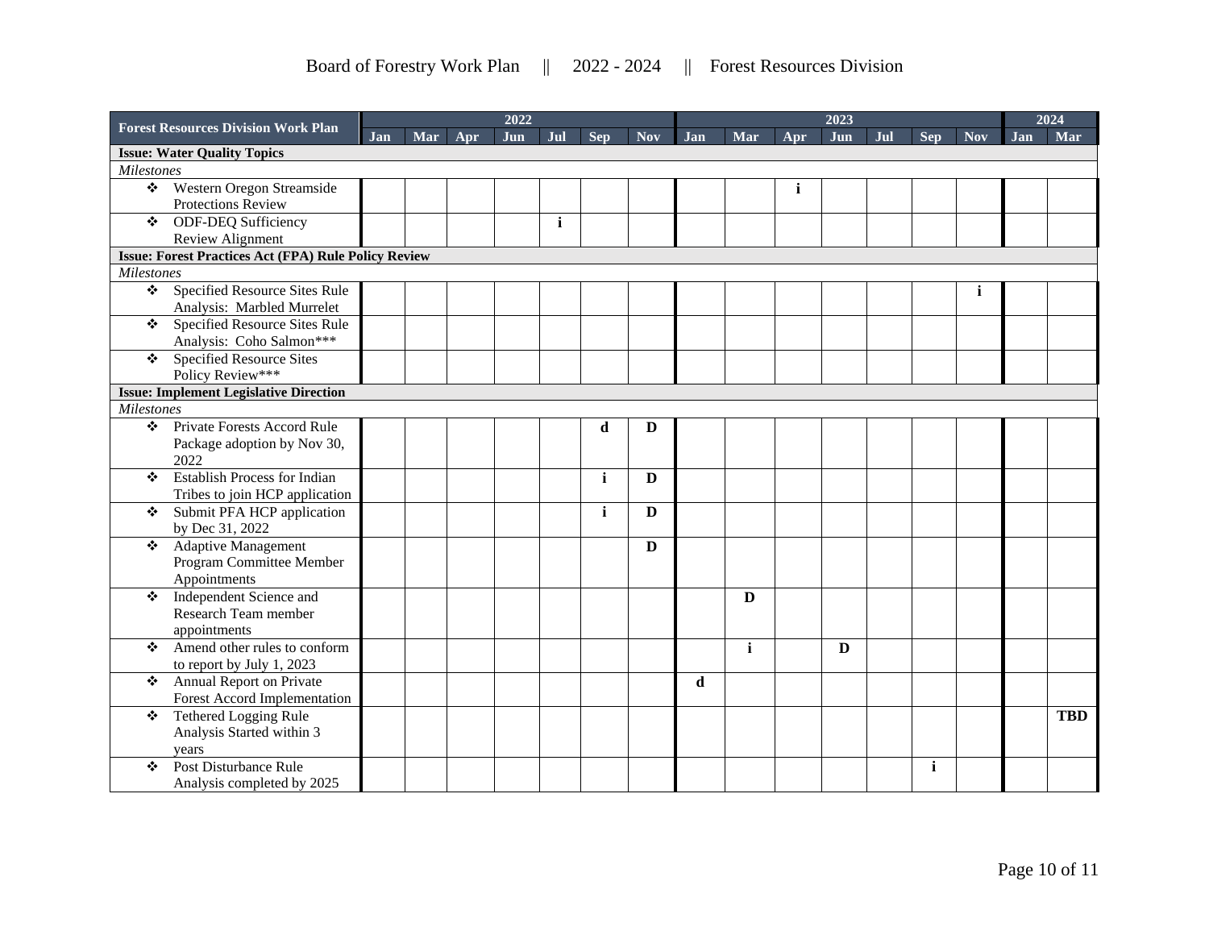# Board of Forestry Work Plan || 2022 - 2024 || Forest Resources Division

| Forest Resources Division Work Plan | 2022 | | | | | | | 2023 | | | | | | | 2024 | |
|---|---|---|---|---|---|---|---|---|---|---|---|---|---|---|---|---|
| | Jan | Mar | Apr | Jun | Jul | Sep | Nov | Jan | Mar | Apr | Jun | Jul | Sep | Nov | Jan | Mar |
| **Issue: Water Quality Topics** | | | | | | | | | | | | | | | | |
| *Milestones* | | | | | | | | | | | | | | | | |
| ❖ Western Oregon Streamside Protections Review | | | | | | | | | | i | | | | | | |
| ❖ ODF-DEQ Sufficiency Review Alignment | | | | | i | | | | | | | | | | | |
| **Issue: Forest Practices Act (FPA) Rule Policy Review** | | | | | | | | | | | | | | | | |
| *Milestones* | | | | | | | | | | | | | | | | |
| ❖ Specified Resource Sites Rule Analysis: Marbled Murrelet | | | | | | | | | | | | | | i | | |
| ❖ Specified Resource Sites Rule Analysis: Coho Salmon*** | | | | | | | | | | | | | | | | |
| ❖ Specified Resource Sites Policy Review*** | | | | | | | | | | | | | | | | |
| **Issue: Implement Legislative Direction** | | | | | | | | | | | | | | | | |
| *Milestones* | | | | | | | | | | | | | | | | |
| ❖ Private Forests Accord Rule Package adoption by Nov 30, 2022 | | | | | | d | D | | | | | | | | | |
| ❖ Establish Process for Indian Tribes to join HCP application | | | | | | i | D | | | | | | | | | |
| ❖ Submit PFA HCP application by Dec 31, 2022 | | | | | | i | D | | | | | | | | | |
| ❖ Adaptive Management Program Committee Member Appointments | | | | | | | D | | | | | | | | | |
| ❖ Independent Science and Research Team member appointments | | | | | | | | | D | | | | | | | |
| ❖ Amend other rules to conform to report by July 1, 2023 | | | | | | | | | i | | D | | | | | |
| ❖ Annual Report on Private Forest Accord Implementation | | | | | | | | d | | | | | | | | |
| ❖ Tethered Logging Rule Analysis Started within 3 years | | | | | | | | | | | | | | | | TBD |
| ❖ Post Disturbance Rule Analysis completed by 2025 | | | | | | | | | | | | | i | | | |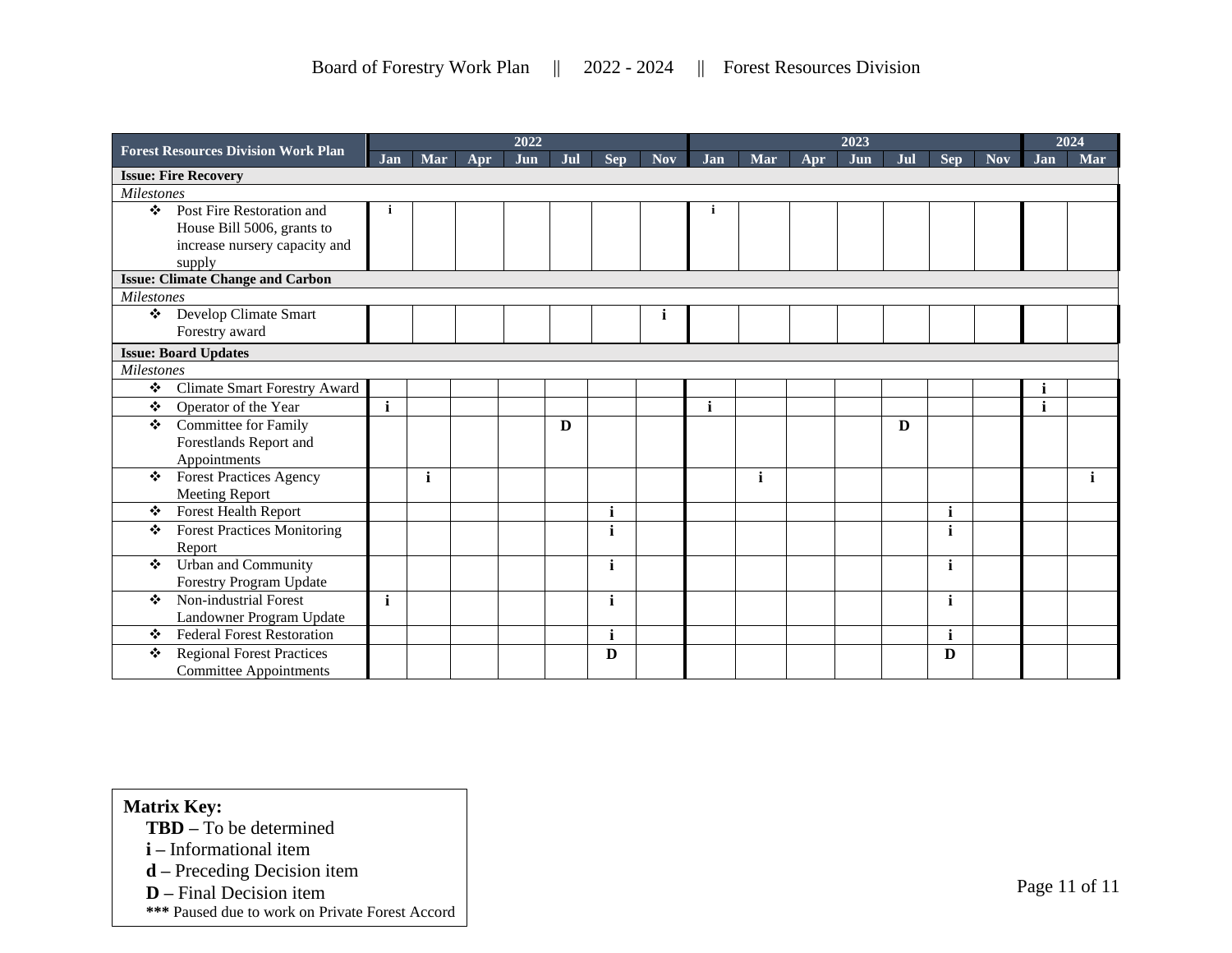Board of Forestry Work Plan || 2022 - 2024 || Forest Resources Division

| Forest Resources Division Work Plan | 2022 | | | | | | | 2023 | | | | | | | 2024 | |
|---|---|---|---|---|---|---|---|---|---|---|---|---|---|---|---|---|
| | Jan | Mar | Apr | Jun | Jul | Sep | Nov | Jan | Mar | Apr | Jun | Jul | Sep | Nov | Jan | Mar |
| **Issue: Fire Recovery** | | | | | | | | | | | | | | | | |
| *Milestones* | | | | | | | | | | | | | | | | |
| ❖ Post Fire Restoration and House Bill 5006, grants to increase nursery capacity and supply | i | | | | | | | i | | | | | | | | |
| **Issue: Climate Change and Carbon** | | | | | | | | | | | | | | | | |
| *Milestones* | | | | | | | | | | | | | | | | |
| ❖ Develop Climate Smart Forestry award | | | | | | | i | | | | | | | | | |
| **Issue: Board Updates** | | | | | | | | | | | | | | | | |
| *Milestones* | | | | | | | | | | | | | | | | |
| ❖ Climate Smart Forestry Award | | | | | | | | | | | | | | | i | |
| ❖ Operator of the Year | i | | | | | | | i | | | | | | | i | |
| ❖ Committee for Family Forestlands Report and Appointments | | | | | D | | | | | | | D | | | | |
| ❖ Forest Practices Agency Meeting Report | | i | | | | | | | i | | | | | | | i |
| ❖ Forest Health Report | | | | | | i | | | | | | | i | | | |
| ❖ Forest Practices Monitoring Report | | | | | | i | | | | | | | i | | | |
| ❖ Urban and Community Forestry Program Update | | | | | | i | | | | | | | i | | | |
| ❖ Non-industrial Forest Landowner Program Update | i | | | | | i | | | | | | | i | | | |
| ❖ Federal Forest Restoration | | | | | | i | | | | | | | i | | | |
| ❖ Regional Forest Practices Committee Appointments | | | | | | D | | | | | | | D | | | |

**Matrix Key:**

**TBD –** To be determined

**i –** Informational item

**d –** Preceding Decision item

**D –** Final Decision item

**\*\*\*** Paused due to work on Private Forest Accord